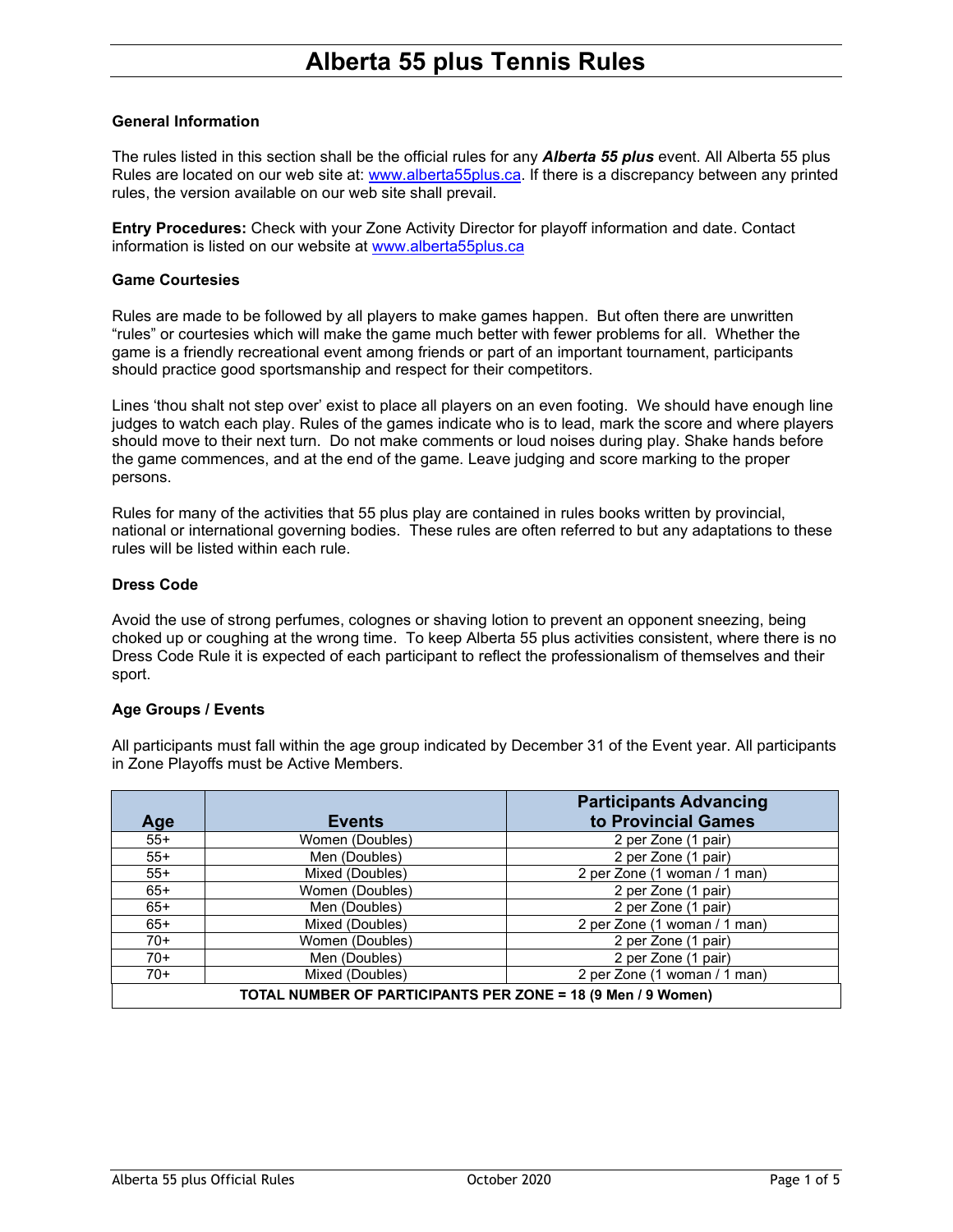# Alberta 55 plus Tennis Rules

### General Information

The rules listed in this section shall be the official rules for any ***Alberta 55 plus*** event. All Alberta 55 plus Rules are located on our web site at: www.alberta55plus.ca. If there is a discrepancy between any printed rules, the version available on our web site shall prevail.

**Entry Procedures:** Check with your Zone Activity Director for playoff information and date. Contact information is listed on our website at www.alberta55plus.ca

### Game Courtesies

Rules are made to be followed by all players to make games happen. But often there are unwritten "rules" or courtesies which will make the game much better with fewer problems for all. Whether the game is a friendly recreational event among friends or part of an important tournament, participants should practice good sportsmanship and respect for their competitors.

Lines 'thou shalt not step over' exist to place all players on an even footing. We should have enough line judges to watch each play. Rules of the games indicate who is to lead, mark the score and where players should move to their next turn. Do not make comments or loud noises during play. Shake hands before the game commences, and at the end of the game. Leave judging and score marking to the proper persons.

Rules for many of the activities that 55 plus play are contained in rules books written by provincial, national or international governing bodies. These rules are often referred to but any adaptations to these rules will be listed within each rule.

### Dress Code

Avoid the use of strong perfumes, colognes or shaving lotion to prevent an opponent sneezing, being choked up or coughing at the wrong time. To keep Alberta 55 plus activities consistent, where there is no Dress Code Rule it is expected of each participant to reflect the professionalism of themselves and their sport.

### Age Groups / Events

All participants must fall within the age group indicated by December 31 of the Event year. All participants in Zone Playoffs must be Active Members.

| Age | Events | Participants Advancing to Provincial Games |
|---|---|---|
| 55+ | Women (Doubles) | 2 per Zone (1 pair) |
| 55+ | Men (Doubles) | 2 per Zone (1 pair) |
| 55+ | Mixed (Doubles) | 2 per Zone (1 woman / 1 man) |
| 65+ | Women (Doubles) | 2 per Zone (1 pair) |
| 65+ | Men (Doubles) | 2 per Zone (1 pair) |
| 65+ | Mixed (Doubles) | 2 per Zone (1 woman / 1 man) |
| 70+ | Women (Doubles) | 2 per Zone (1 pair) |
| 70+ | Men (Doubles) | 2 per Zone (1 pair) |
| 70+ | Mixed (Doubles) | 2 per Zone (1 woman / 1 man) |
| **TOTAL NUMBER OF PARTICIPANTS PER ZONE = 18 (9 Men / 9 Women)** | | |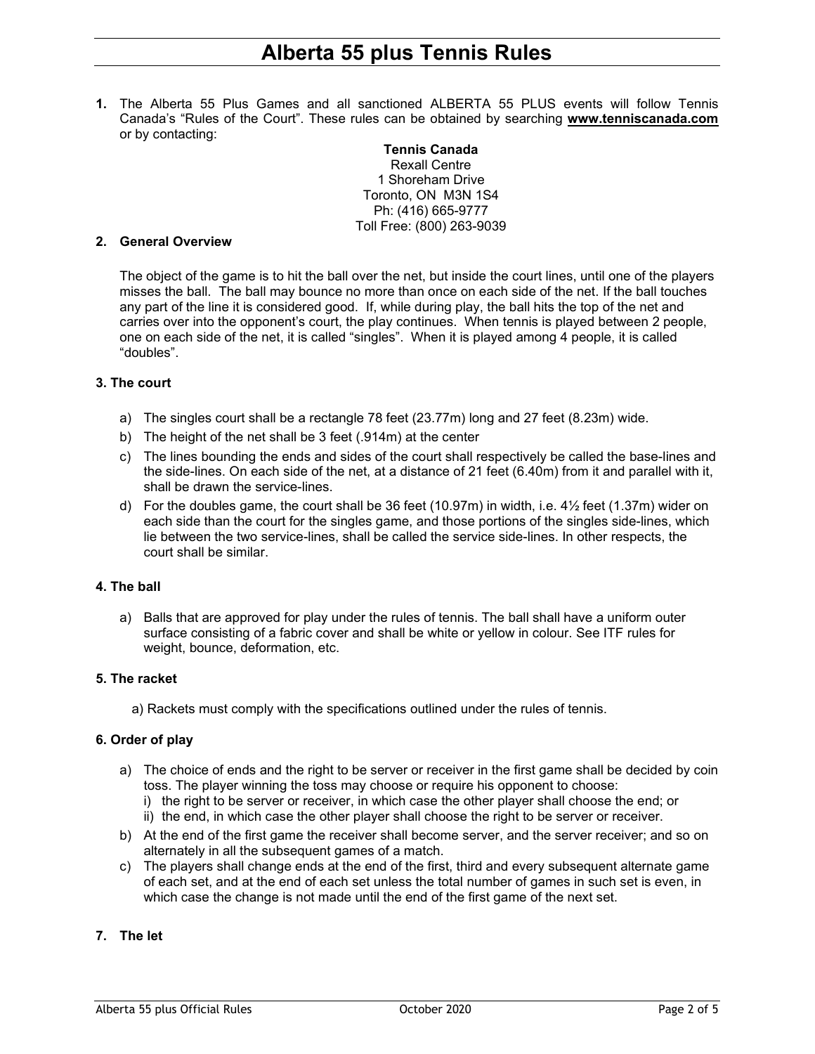# Alberta 55 plus Tennis Rules

**1.** The Alberta 55 Plus Games and all sanctioned ALBERTA 55 PLUS events will follow Tennis Canada's "Rules of the Court". These rules can be obtained by searching **www.tenniscanada.com** or by contacting:

**Tennis Canada**
Rexall Centre
1 Shoreham Drive
Toronto, ON M3N 1S4
Ph: (416) 665-9777
Toll Free: (800) 263-9039

**2. General Overview**

The object of the game is to hit the ball over the net, but inside the court lines, until one of the players misses the ball. The ball may bounce no more than once on each side of the net. If the ball touches any part of the line it is considered good. If, while during play, the ball hits the top of the net and carries over into the opponent's court, the play continues. When tennis is played between 2 people, one on each side of the net, it is called "singles". When it is played among 4 people, it is called "doubles".

**3. The court**

a) The singles court shall be a rectangle 78 feet (23.77m) long and 27 feet (8.23m) wide.
b) The height of the net shall be 3 feet (.914m) at the center
c) The lines bounding the ends and sides of the court shall respectively be called the base-lines and the side-lines. On each side of the net, at a distance of 21 feet (6.40m) from it and parallel with it, shall be drawn the service-lines.
d) For the doubles game, the court shall be 36 feet (10.97m) in width, i.e. 4½ feet (1.37m) wider on each side than the court for the singles game, and those portions of the singles side-lines, which lie between the two service-lines, shall be called the service side-lines. In other respects, the court shall be similar.

**4. The ball**

a) Balls that are approved for play under the rules of tennis. The ball shall have a uniform outer surface consisting of a fabric cover and shall be white or yellow in colour. See ITF rules for weight, bounce, deformation, etc.

**5. The racket**

a) Rackets must comply with the specifications outlined under the rules of tennis.

**6. Order of play**

a) The choice of ends and the right to be server or receiver in the first game shall be decided by coin toss. The player winning the toss may choose or require his opponent to choose:
   i) the right to be server or receiver, in which case the other player shall choose the end; or
   ii) the end, in which case the other player shall choose the right to be server or receiver.
b) At the end of the first game the receiver shall become server, and the server receiver; and so on alternately in all the subsequent games of a match.
c) The players shall change ends at the end of the first, third and every subsequent alternate game of each set, and at the end of each set unless the total number of games in such set is even, in which case the change is not made until the end of the first game of the next set.

**7. The let**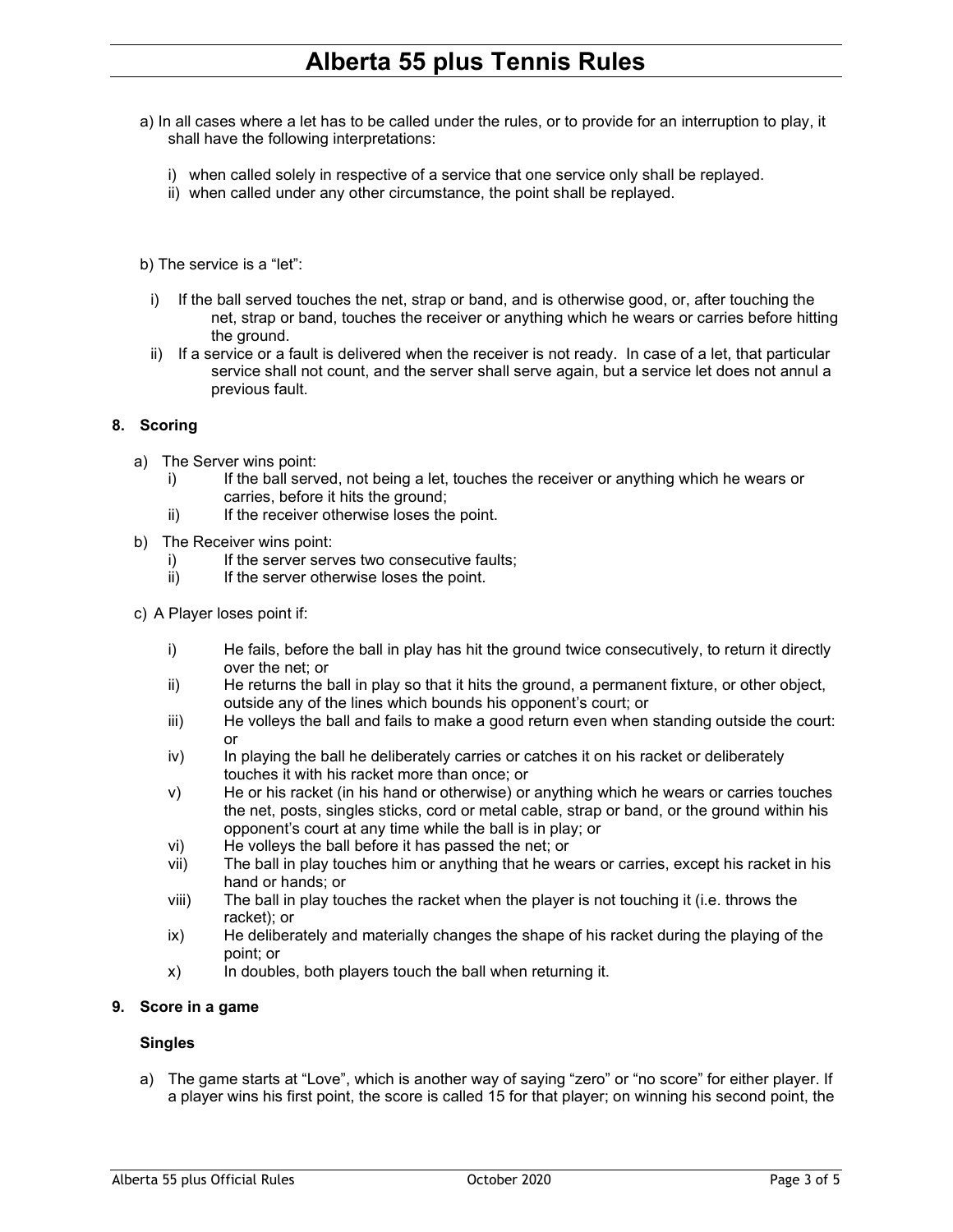a) In all cases where a let has to be called under the rules, or to provide for an interruption to play, it shall have the following interpretations:

   i) when called solely in respective of a service that one service only shall be replayed.
   ii) when called under any other circumstance, the point shall be replayed.

b) The service is a "let":

   i) If the ball served touches the net, strap or band, and is otherwise good, or, after touching the net, strap or band, touches the receiver or anything which he wears or carries before hitting the ground.
   ii) If a service or a fault is delivered when the receiver is not ready. In case of a let, that particular service shall not count, and the server shall serve again, but a service let does not annul a previous fault.

**8. Scoring**

a) The Server wins point:
   i) If the ball served, not being a let, touches the receiver or anything which he wears or carries, before it hits the ground;
   ii) If the receiver otherwise loses the point.

b) The Receiver wins point:
   i) If the server serves two consecutive faults;
   ii) If the server otherwise loses the point.

c) A Player loses point if:

   i) He fails, before the ball in play has hit the ground twice consecutively, to return it directly over the net; or
   ii) He returns the ball in play so that it hits the ground, a permanent fixture, or other object, outside any of the lines which bounds his opponent's court; or
   iii) He volleys the ball and fails to make a good return even when standing outside the court: or
   iv) In playing the ball he deliberately carries or catches it on his racket or deliberately touches it with his racket more than once; or
   v) He or his racket (in his hand or otherwise) or anything which he wears or carries touches the net, posts, singles sticks, cord or metal cable, strap or band, or the ground within his opponent's court at any time while the ball is in play; or
   vi) He volleys the ball before it has passed the net; or
   vii) The ball in play touches him or anything that he wears or carries, except his racket in his hand or hands; or
   viii) The ball in play touches the racket when the player is not touching it (i.e. throws the racket); or
   ix) He deliberately and materially changes the shape of his racket during the playing of the point; or
   x) In doubles, both players touch the ball when returning it.

**9. Score in a game**

**Singles**

a) The game starts at "Love", which is another way of saying "zero" or "no score" for either player. If a player wins his first point, the score is called 15 for that player; on winning his second point, the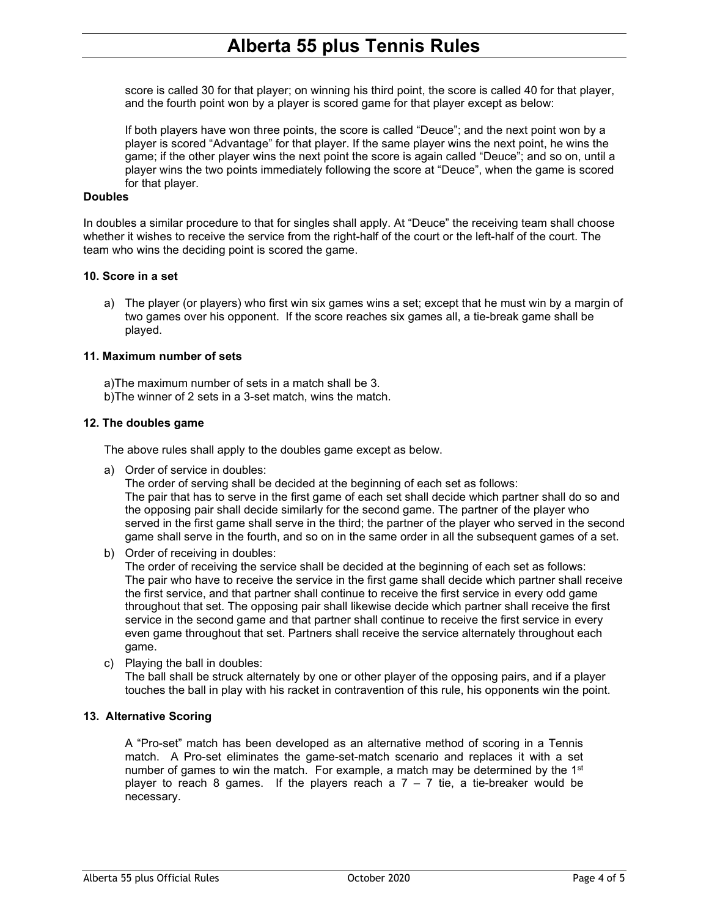score is called 30 for that player; on winning his third point, the score is called 40 for that player, and the fourth point won by a player is scored game for that player except as below:

If both players have won three points, the score is called "Deuce"; and the next point won by a player is scored "Advantage" for that player. If the same player wins the next point, he wins the game; if the other player wins the next point the score is again called "Deuce"; and so on, until a player wins the two points immediately following the score at "Deuce", when the game is scored for that player.

**Doubles**

In doubles a similar procedure to that for singles shall apply. At "Deuce" the receiving team shall choose whether it wishes to receive the service from the right-half of the court or the left-half of the court. The team who wins the deciding point is scored the game.

**10. Score in a set**

a) The player (or players) who first win six games wins a set; except that he must win by a margin of two games over his opponent. If the score reaches six games all, a tie-break game shall be played.

**11. Maximum number of sets**

a)The maximum number of sets in a match shall be 3.
b)The winner of 2 sets in a 3-set match, wins the match.

**12. The doubles game**

The above rules shall apply to the doubles game except as below.

a) Order of service in doubles:
   The order of serving shall be decided at the beginning of each set as follows:
   The pair that has to serve in the first game of each set shall decide which partner shall do so and the opposing pair shall decide similarly for the second game. The partner of the player who served in the first game shall serve in the third; the partner of the player who served in the second game shall serve in the fourth, and so on in the same order in all the subsequent games of a set.
b) Order of receiving in doubles:
   The order of receiving the service shall be decided at the beginning of each set as follows:
   The pair who have to receive the service in the first game shall decide which partner shall receive the first service, and that partner shall continue to receive the first service in every odd game throughout that set. The opposing pair shall likewise decide which partner shall receive the first service in the second game and that partner shall continue to receive the first service in every even game throughout that set. Partners shall receive the service alternately throughout each game.
c) Playing the ball in doubles:
   The ball shall be struck alternately by one or other player of the opposing pairs, and if a player touches the ball in play with his racket in contravention of this rule, his opponents win the point.

**13. Alternative Scoring**

A "Pro-set" match has been developed as an alternative method of scoring in a Tennis match. A Pro-set eliminates the game-set-match scenario and replaces it with a set number of games to win the match. For example, a match may be determined by the 1st player to reach 8 games. If the players reach a 7 – 7 tie, a tie-breaker would be necessary.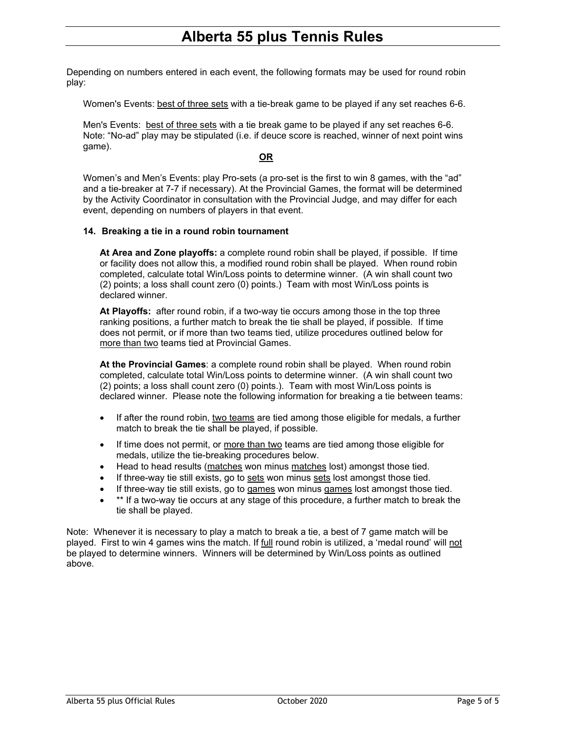Depending on numbers entered in each event, the following formats may be used for round robin play:

Women's Events: best of three sets with a tie-break game to be played if any set reaches 6-6.

Men's Events: best of three sets with a tie break game to be played if any set reaches 6-6. Note: "No-ad" play may be stipulated (i.e. if deuce score is reached, winner of next point wins game).

**OR**

Women's and Men's Events: play Pro-sets (a pro-set is the first to win 8 games, with the "ad" and a tie-breaker at 7-7 if necessary). At the Provincial Games, the format will be determined by the Activity Coordinator in consultation with the Provincial Judge, and may differ for each event, depending on numbers of players in that event.

#### 14. Breaking a tie in a round robin tournament

**At Area and Zone playoffs:** a complete round robin shall be played, if possible. If time or facility does not allow this, a modified round robin shall be played. When round robin completed, calculate total Win/Loss points to determine winner. (A win shall count two (2) points; a loss shall count zero (0) points.) Team with most Win/Loss points is declared winner.

**At Playoffs:** after round robin, if a two-way tie occurs among those in the top three ranking positions, a further match to break the tie shall be played, if possible. If time does not permit, or if more than two teams tied, utilize procedures outlined below for more than two teams tied at Provincial Games.

**At the Provincial Games**: a complete round robin shall be played. When round robin completed, calculate total Win/Loss points to determine winner. (A win shall count two (2) points; a loss shall count zero (0) points.). Team with most Win/Loss points is declared winner. Please note the following information for breaking a tie between teams:

- If after the round robin, two teams are tied among those eligible for medals, a further match to break the tie shall be played, if possible.
- If time does not permit, or more than two teams are tied among those eligible for medals, utilize the tie-breaking procedures below.
- Head to head results (matches won minus matches lost) amongst those tied.
- If three-way tie still exists, go to sets won minus sets lost amongst those tied.
- If three-way tie still exists, go to games won minus games lost amongst those tied.
- ** If a two-way tie occurs at any stage of this procedure, a further match to break the tie shall be played.

Note: Whenever it is necessary to play a match to break a tie, a best of 7 game match will be played. First to win 4 games wins the match. If full round robin is utilized, a 'medal round' will not be played to determine winners. Winners will be determined by Win/Loss points as outlined above.